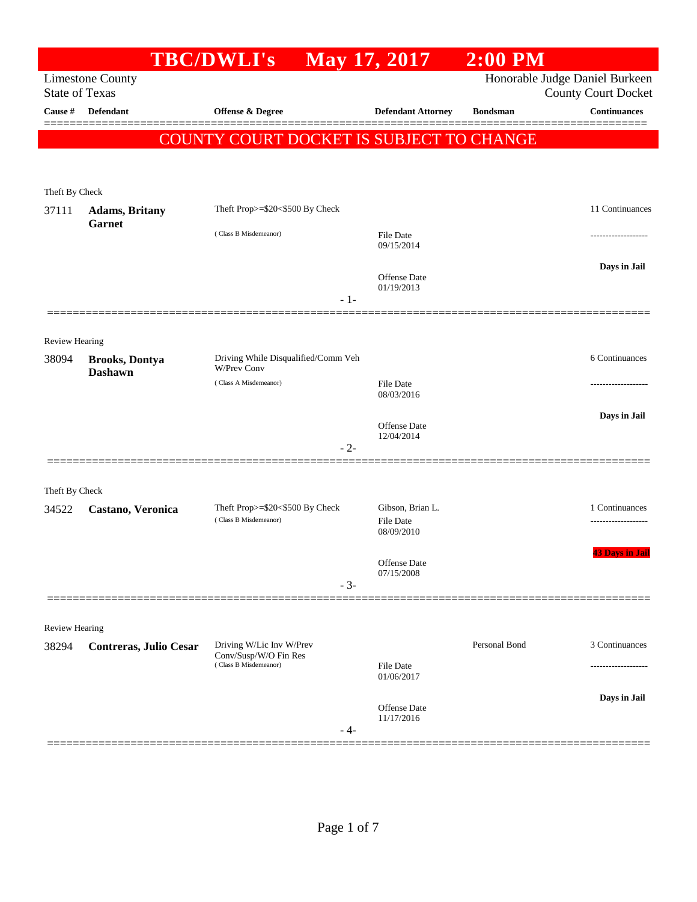# TBC/DWLI's May 17, 2017 2:00 PM

Limestone County
State of Texas

Honorable Judge Daniel Burkeen
County Court Docket

| Cause # | Defendant | Offense & Degree | Defendant Attorney | Bondsman | Continuances |
|---|---|---|---|---|---|

## COUNTY COURT DOCKET IS SUBJECT TO CHANGE

Theft By Check

| 37111 | **Adams, Britany Garnet** | Theft Prop>=$20<$500 By Check (Class B Misdemeanor) | File Date 09/15/2014<br>Offense Date 01/19/2013 | | 11 Continuances<br>-------------------<br>Days in Jail |
|---|---|---|---|---|---|

- 1-

Review Hearing

| 38094 | **Brooks, Dontya Dashawn** | Driving While Disqualified/Comm Veh W/Prev Conv (Class A Misdemeanor) | File Date 08/03/2016<br>Offense Date 12/04/2014 | | 6 Continuances<br>-------------------<br>Days in Jail |
|---|---|---|---|---|---|

- 2-

Theft By Check

| 34522 | **Castano, Veronica** | Theft Prop>=$20<$500 By Check (Class B Misdemeanor) | Gibson, Brian L.<br>File Date 08/09/2010<br>Offense Date 07/15/2008 | | 1 Continuances<br>-------------------<br>43 Days in Jail |
|---|---|---|---|---|---|

- 3-

Review Hearing

| 38294 | **Contreras, Julio Cesar** | Driving W/Lic Inv W/Prev Conv/Susp/W/O Fin Res (Class B Misdemeanor) | File Date 01/06/2017<br>Offense Date 11/17/2016 | Personal Bond | 3 Continuances<br>-------------------<br>Days in Jail |
|---|---|---|---|---|---|

- 4-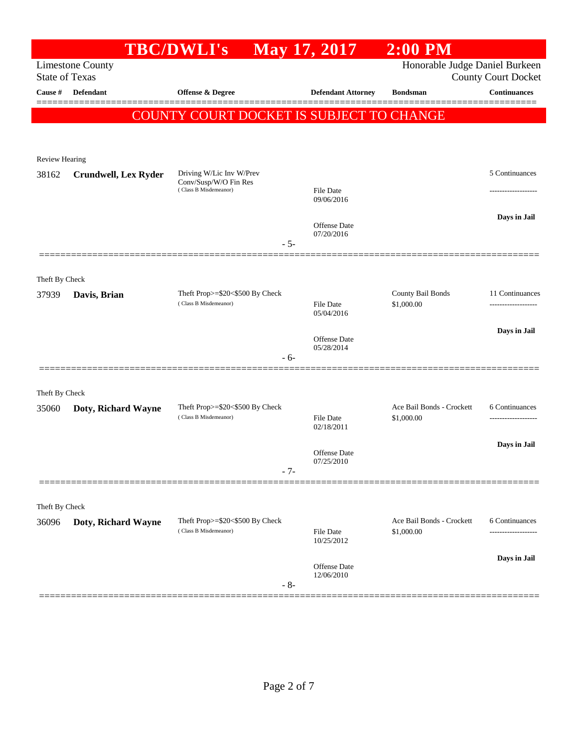# TBC/DWLI's May 17, 2017 2:00 PM

Limestone County
State of Texas

Honorable Judge Daniel Burkeen
County Court Docket

| Cause # | Defendant | Offense & Degree | Defendant Attorney | Bondsman | Continuances |
|---|---|---|---|---|---|

**COUNTY COURT DOCKET IS SUBJECT TO CHANGE**

---

Review Hearing

| Cause # | Defendant | Offense & Degree | Defendant Attorney | Bondsman | Continuances |
|---|---|---|---|---|---|
| 38162 | **Crundwell, Lex Ryder** | Driving W/Lic Inv W/Prev Conv/Susp/W/O Fin Res (Class B Misdemeanor) | File Date 09/06/2016 | | 5 Continuances |
| | | | Offense Date 07/20/2016 | | **Days in Jail** |

- 5-

---

Theft By Check

| Cause # | Defendant | Offense & Degree | Defendant Attorney | Bondsman | Continuances |
|---|---|---|---|---|---|
| 37939 | **Davis, Brian** | Theft Prop>=$20<$500 By Check (Class B Misdemeanor) | File Date 05/04/2016 | County Bail Bonds $1,000.00 | 11 Continuances |
| | | | Offense Date 05/28/2014 | | **Days in Jail** |

- 6-

---

Theft By Check

| Cause # | Defendant | Offense & Degree | Defendant Attorney | Bondsman | Continuances |
|---|---|---|---|---|---|
| 35060 | **Doty, Richard Wayne** | Theft Prop>=$20<$500 By Check (Class B Misdemeanor) | File Date 02/18/2011 | Ace Bail Bonds - Crockett $1,000.00 | 6 Continuances |
| | | | Offense Date 07/25/2010 | | **Days in Jail** |

- 7-

---

Theft By Check

| Cause # | Defendant | Offense & Degree | Defendant Attorney | Bondsman | Continuances |
|---|---|---|---|---|---|
| 36096 | **Doty, Richard Wayne** | Theft Prop>=$20<$500 By Check (Class B Misdemeanor) | File Date 10/25/2012 | Ace Bail Bonds - Crockett $1,000.00 | 6 Continuances |
| | | | Offense Date 12/06/2010 | | **Days in Jail** |

- 8-

---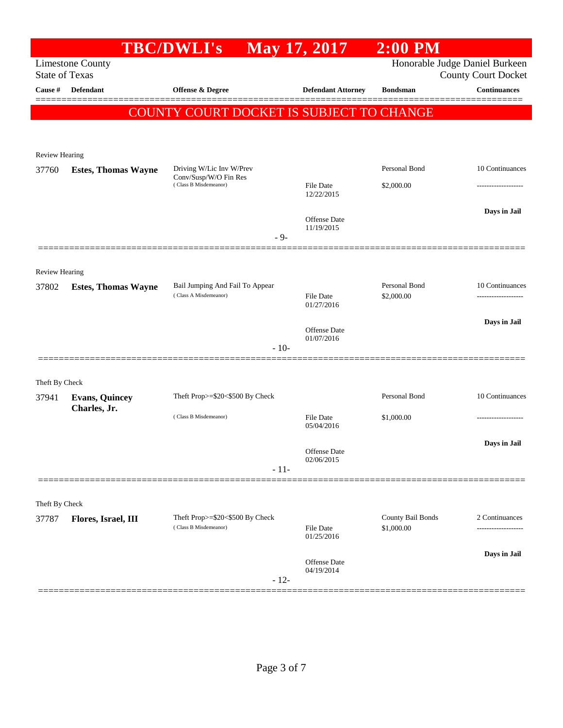# TBC/DWLI's May 17, 2017 2:00 PM

Limestone County
State of Texas

Honorable Judge Daniel Burkeen
County Court Docket

| Cause # | Defendant | Offense & Degree | Defendant Attorney | Bondsman | Continuances |
|---|---|---|---|---|---|

**COUNTY COURT DOCKET IS SUBJECT TO CHANGE**

---

Review Hearing

| Cause # | Defendant | Offense & Degree | Defendant Attorney | Bondsman | Continuances |
|---|---|---|---|---|---|
| 37760 | **Estes, Thomas Wayne** | Driving W/Lic Inv W/Prev Conv/Susp/W/O Fin Res (Class B Misdemeanor) | File Date 12/22/2015 | Personal Bond $2,000.00 | 10 Continuances |
| | | | Offense Date 11/19/2015 | | Days in Jail |

- 9-

---

Review Hearing

| Cause # | Defendant | Offense & Degree | Defendant Attorney | Bondsman | Continuances |
|---|---|---|---|---|---|
| 37802 | **Estes, Thomas Wayne** | Bail Jumping And Fail To Appear (Class A Misdemeanor) | File Date 01/27/2016 | Personal Bond $2,000.00 | 10 Continuances |
| | | | Offense Date 01/07/2016 | | Days in Jail |

- 10-

---

Theft By Check

| Cause # | Defendant | Offense & Degree | Defendant Attorney | Bondsman | Continuances |
|---|---|---|---|---|---|
| 37941 | **Evans, Quincey Charles, Jr.** | Theft Prop>=$20<$500 By Check (Class B Misdemeanor) | File Date 05/04/2016 | Personal Bond $1,000.00 | 10 Continuances |
| | | | Offense Date 02/06/2015 | | Days in Jail |

- 11-

---

Theft By Check

| Cause # | Defendant | Offense & Degree | Defendant Attorney | Bondsman | Continuances |
|---|---|---|---|---|---|
| 37787 | **Flores, Israel, III** | Theft Prop>=$20<$500 By Check (Class B Misdemeanor) | File Date 01/25/2016 | County Bail Bonds $1,000.00 | 2 Continuances |
| | | | Offense Date 04/19/2014 | | Days in Jail |

- 12-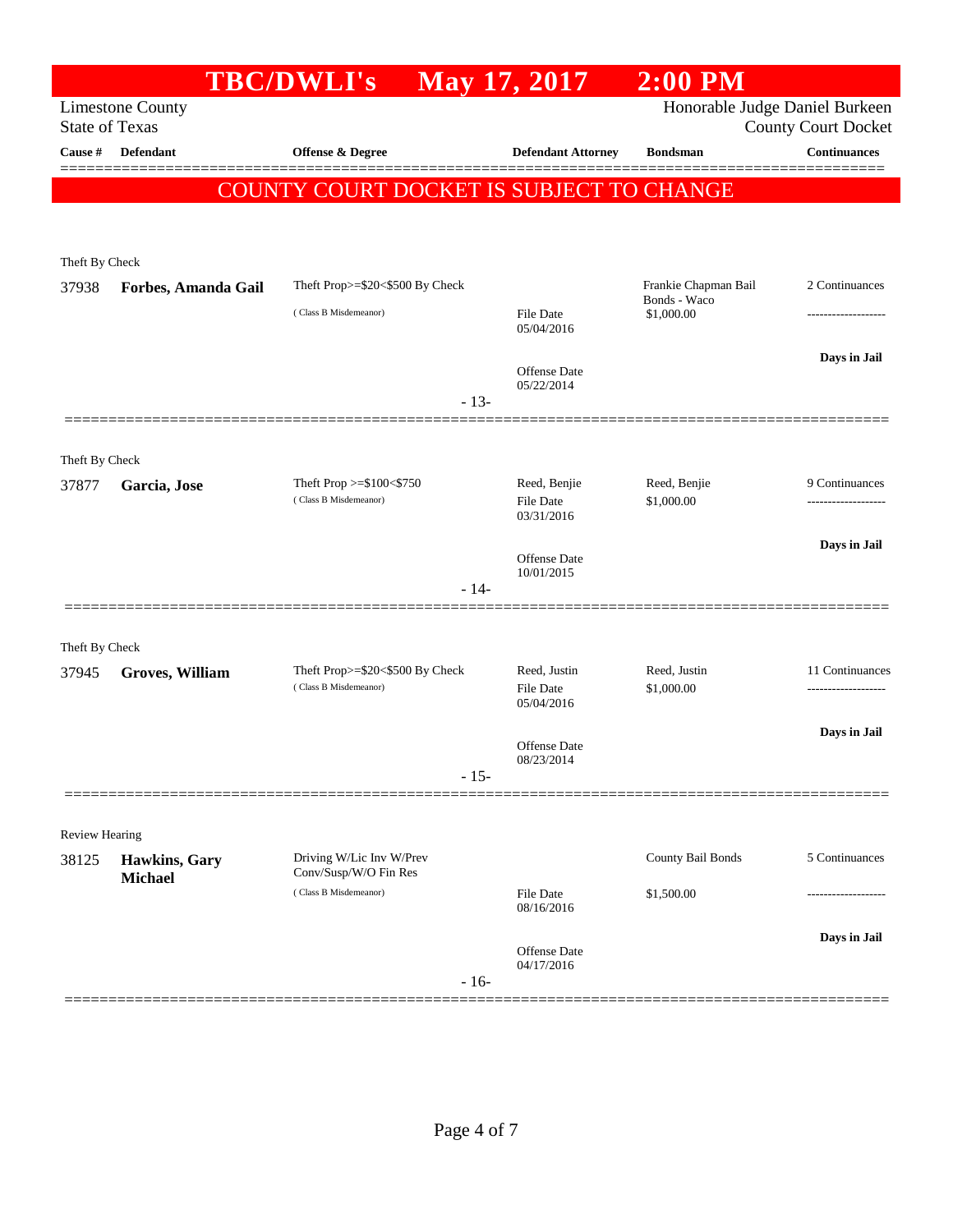# TBC/DWLI's May 17, 2017 2:00 PM

Limestone County
State of Texas

Honorable Judge Daniel Burkeen
County Court Docket

| Cause # | Defendant | Offense & Degree | Defendant Attorney | Bondsman | Continuances |
|---|---|---|---|---|---|

## COUNTY COURT DOCKET IS SUBJECT TO CHANGE

Theft By Check

| Cause # | Defendant | Offense & Degree | Defendant Attorney | Bondsman | Continuances |
|---|---|---|---|---|---|
| 37938 | **Forbes, Amanda Gail** | Theft Prop>=$20<$500 By Check (Class B Misdemeanor) | File Date 05/04/2016 Offense Date 05/22/2014 | Frankie Chapman Bail Bonds - Waco $1,000.00 | 2 Continuances ------------------- Days in Jail |

- 13-

Theft By Check

| Cause # | Defendant | Offense & Degree | Defendant Attorney | Bondsman | Continuances |
|---|---|---|---|---|---|
| 37877 | **Garcia, Jose** | Theft Prop >=$100<$750 (Class B Misdemeanor) | Reed, Benjie File Date 03/31/2016 Offense Date 10/01/2015 | Reed, Benjie $1,000.00 | 9 Continuances ------------------- Days in Jail |

- 14-

Theft By Check

| Cause # | Defendant | Offense & Degree | Defendant Attorney | Bondsman | Continuances |
|---|---|---|---|---|---|
| 37945 | **Groves, William** | Theft Prop>=$20<$500 By Check (Class B Misdemeanor) | Reed, Justin File Date 05/04/2016 Offense Date 08/23/2014 | Reed, Justin $1,000.00 | 11 Continuances ------------------- Days in Jail |

- 15-

Review Hearing

| Cause # | Defendant | Offense & Degree | Defendant Attorney | Bondsman | Continuances |
|---|---|---|---|---|---|
| 38125 | **Hawkins, Gary Michael** | Driving W/Lic Inv W/Prev Conv/Susp/W/O Fin Res (Class B Misdemeanor) | File Date 08/16/2016 Offense Date 04/17/2016 | County Bail Bonds $1,500.00 | 5 Continuances ------------------- Days in Jail |

- 16-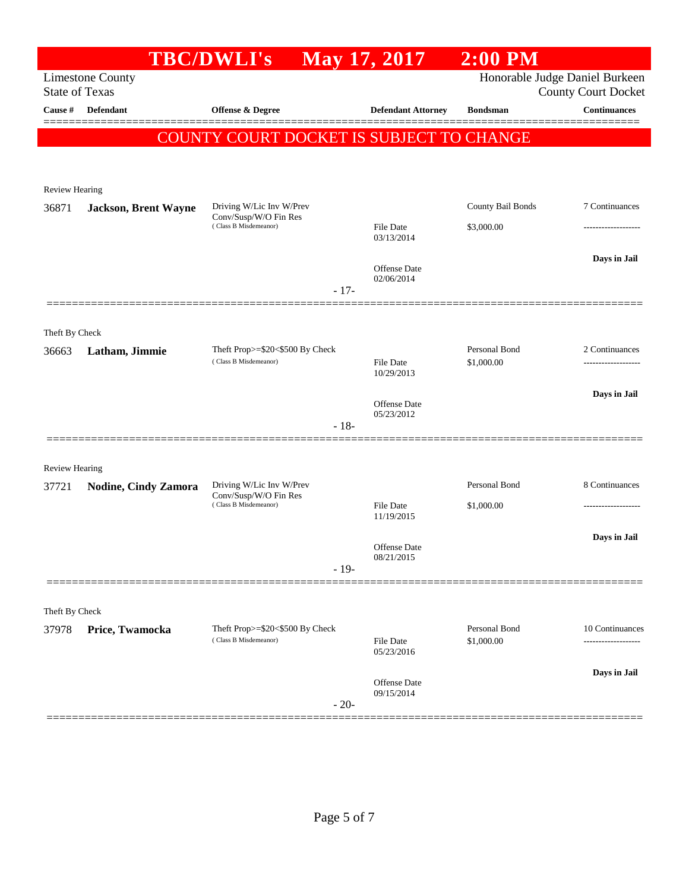# TBC/DWLI's May 17, 2017 2:00 PM

Limestone County
State of Texas

Honorable Judge Daniel Burkeen
County Court Docket

| Cause # | Defendant | Offense & Degree | Defendant Attorney | Bondsman | Continuances |
|---|---|---|---|---|---|

**COUNTY COURT DOCKET IS SUBJECT TO CHANGE**

Review Hearing

| Cause # | Defendant | Offense & Degree | Defendant Attorney | Bondsman | Continuances |
|---|---|---|---|---|---|
| 36871 | **Jackson, Brent Wayne** | Driving W/Lic Inv W/Prev Conv/Susp/W/O Fin Res (Class B Misdemeanor) | File Date 03/13/2014<br>Offense Date 02/06/2014 | County Bail Bonds<br>$3,000.00 | 7 Continuances<br>-------------------<br>**Days in Jail** |

- 17-

Theft By Check

| Cause # | Defendant | Offense & Degree | Defendant Attorney | Bondsman | Continuances |
|---|---|---|---|---|---|
| 36663 | **Latham, Jimmie** | Theft Prop>=$20<$500 By Check (Class B Misdemeanor) | File Date 10/29/2013<br>Offense Date 05/23/2012 | Personal Bond<br>$1,000.00 | 2 Continuances<br>-------------------<br>**Days in Jail** |

- 18-

Review Hearing

| Cause # | Defendant | Offense & Degree | Defendant Attorney | Bondsman | Continuances |
|---|---|---|---|---|---|
| 37721 | **Nodine, Cindy Zamora** | Driving W/Lic Inv W/Prev Conv/Susp/W/O Fin Res (Class B Misdemeanor) | File Date 11/19/2015<br>Offense Date 08/21/2015 | Personal Bond<br>$1,000.00 | 8 Continuances<br>-------------------<br>**Days in Jail** |

- 19-

Theft By Check

| Cause # | Defendant | Offense & Degree | Defendant Attorney | Bondsman | Continuances |
|---|---|---|---|---|---|
| 37978 | **Price, Twamocka** | Theft Prop>=$20<$500 By Check (Class B Misdemeanor) | File Date 05/23/2016<br>Offense Date 09/15/2014 | Personal Bond<br>$1,000.00 | 10 Continuances<br>-------------------<br>**Days in Jail** |

- 20-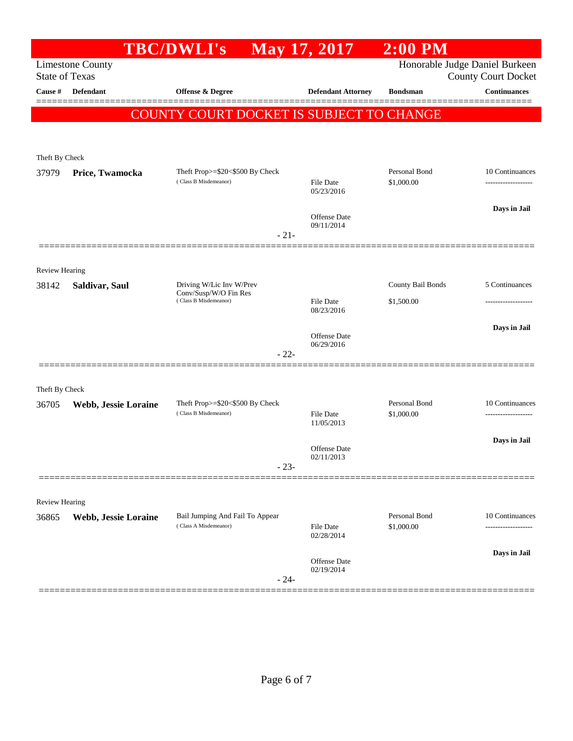# TBC/DWLI's May 17, 2017 2:00 PM

Limestone County
State of Texas

Honorable Judge Daniel Burkeen
County Court Docket

| Cause # | Defendant | Offense & Degree | Defendant Attorney | Bondsman | Continuances |
|---|---|---|---|---|---|

**COUNTY COURT DOCKET IS SUBJECT TO CHANGE**

Theft By Check

| Cause # | Defendant | Offense & Degree | Defendant Attorney | Bondsman | Continuances |
|---|---|---|---|---|---|
| 37979 | **Price, Twamocka** | Theft Prop>=$20<$500 By Check (Class B Misdemeanor) | File Date 05/23/2016; Offense Date 09/11/2014 | Personal Bond $1,000.00 | 10 Continuances; Days in Jail |

- 21-

Review Hearing

| Cause # | Defendant | Offense & Degree | Defendant Attorney | Bondsman | Continuances |
|---|---|---|---|---|---|
| 38142 | **Saldivar, Saul** | Driving W/Lic Inv W/Prev Conv/Susp/W/O Fin Res (Class B Misdemeanor) | File Date 08/23/2016; Offense Date 06/29/2016 | County Bail Bonds $1,500.00 | 5 Continuances; Days in Jail |

- 22-

Theft By Check

| Cause # | Defendant | Offense & Degree | Defendant Attorney | Bondsman | Continuances |
|---|---|---|---|---|---|
| 36705 | **Webb, Jessie Loraine** | Theft Prop>=$20<$500 By Check (Class B Misdemeanor) | File Date 11/05/2013; Offense Date 02/11/2013 | Personal Bond $1,000.00 | 10 Continuances; Days in Jail |

- 23-

Review Hearing

| Cause # | Defendant | Offense & Degree | Defendant Attorney | Bondsman | Continuances |
|---|---|---|---|---|---|
| 36865 | **Webb, Jessie Loraine** | Bail Jumping And Fail To Appear (Class A Misdemeanor) | File Date 02/28/2014; Offense Date 02/19/2014 | Personal Bond $1,000.00 | 10 Continuances; Days in Jail |

- 24-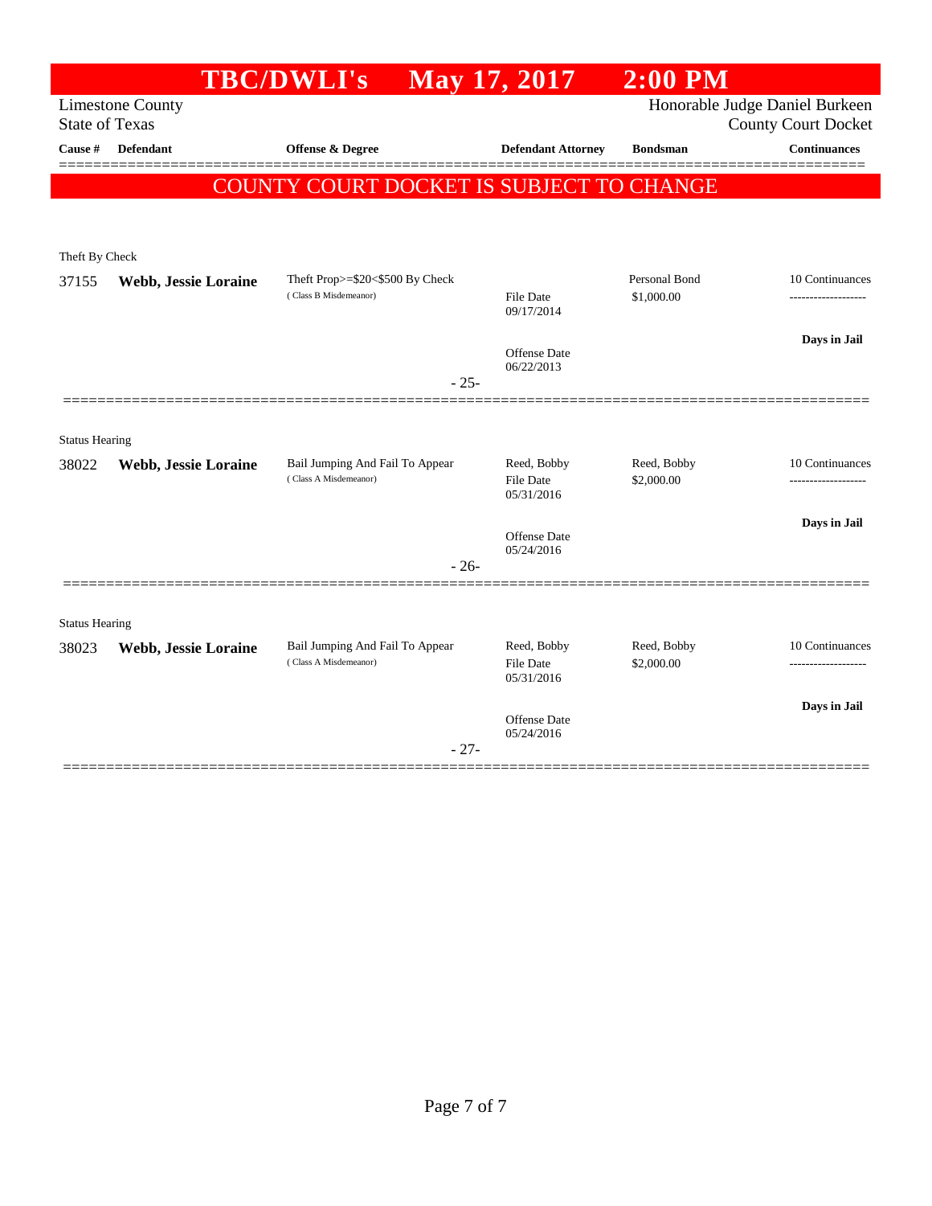# TBC/DWLI's May 17, 2017 2:00 PM

Limestone County
State of Texas

Honorable Judge Daniel Burkeen
County Court Docket

| Cause # | Defendant | Offense & Degree | Defendant Attorney | Bondsman | Continuances |
|---|---|---|---|---|---|

## COUNTY COURT DOCKET IS SUBJECT TO CHANGE

Theft By Check

| Cause # | Defendant | Offense & Degree | Defendant Attorney | Bondsman | Continuances |
|---|---|---|---|---|---|
| 37155 | **Webb, Jessie Loraine** | Theft Prop>=$20<$500 By Check (Class B Misdemeanor) | File Date 09/17/2014 Offense Date 06/22/2013 | Personal Bond $1,000.00 | 10 Continuances ------------------- **Days in Jail** |

- 25-

Status Hearing

| Cause # | Defendant | Offense & Degree | Defendant Attorney | Bondsman | Continuances |
|---|---|---|---|---|---|
| 38022 | **Webb, Jessie Loraine** | Bail Jumping And Fail To Appear (Class A Misdemeanor) | Reed, Bobby File Date 05/31/2016 Offense Date 05/24/2016 | Reed, Bobby $2,000.00 | 10 Continuances ------------------- **Days in Jail** |

- 26-

Status Hearing

| Cause # | Defendant | Offense & Degree | Defendant Attorney | Bondsman | Continuances |
|---|---|---|---|---|---|
| 38023 | **Webb, Jessie Loraine** | Bail Jumping And Fail To Appear (Class A Misdemeanor) | Reed, Bobby File Date 05/31/2016 Offense Date 05/24/2016 | Reed, Bobby $2,000.00 | 10 Continuances ------------------- **Days in Jail** |

- 27-